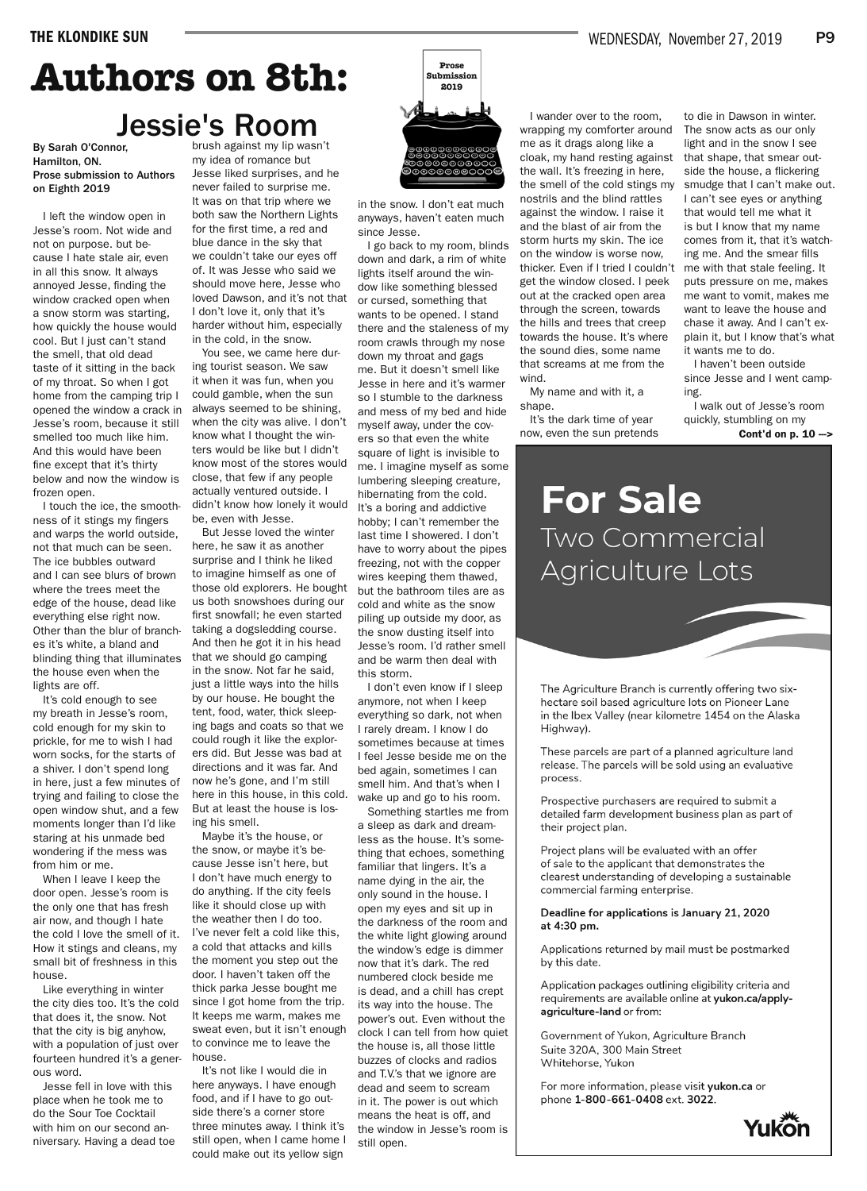# Authors on 8th:

## Jessie's Room

**By Sarah O'Connor, Hamilton, ON. Prose submission to Authors on Eighth 2019**

I left the window open in Jesse's room. Not wide and not on purpose. but because I hate stale air, even in all this snow. It always annoyed Jesse, finding the window cracked open when a snow storm was starting, how quickly the house would cool. But I just can't stand the smell, that old dead taste of it sitting in the back of my throat. So when I got home from the camping trip I opened the window a crack in Jesse's room, because it still smelled too much like him. And this would have been fine except that it's thirty below and now the window is frozen open.

I touch the ice, the smoothness of it stings my fingers and warps the world outside, not that much can be seen. The ice bubbles outward and I can see blurs of brown where the trees meet the edge of the house, dead like everything else right now. Other than the blur of branches it's white, a bland and blinding thing that illuminates the house even when the lights are off.

It's cold enough to see my breath in Jesse's room, cold enough for my skin to prickle, for me to wish I had worn socks, for the starts of a shiver. I don't spend long in here, just a few minutes of trying and failing to close the open window shut, and a few moments longer than I'd like staring at his unmade bed wondering if the mess was from him or me.

When I leave I keep the door open. Jesse's room is the only one that has fresh air now, and though I hate the cold I love the smell of it. How it stings and cleans, my small bit of freshness in this house.

Like everything in winter the city dies too. It's the cold that does it, the snow. Not that the city is big anyhow, with a population of just over fourteen hundred it's a generous word.

Jesse fell in love with this place when he took me to do the Sour Toe Cocktail with him on our second anniversary. Having a dead toe brush against my lip wasn't my idea of romance but Jesse liked surprises, and he never failed to surprise me. It was on that trip where we both saw the Northern Lights for the first time, a red and blue dance in the sky that we couldn't take our eyes off of. It was Jesse who said we should move here, Jesse who loved Dawson, and it's not that I don't love it, only that it's harder without him, especially in the cold, in the snow.

You see, we came here during tourist season. We saw it when it was fun, when you could gamble, when the sun always seemed to be shining, when the city was alive. I don't know what I thought the winters would be like but I didn't know most of the stores would close, that few if any people actually ventured outside. I didn't know how lonely it would be, even with Jesse.

But Jesse loved the winter here, he saw it as another surprise and I think he liked to imagine himself as one of those old explorers. He bought us both snowshoes during our first snowfall; he even started taking a dogsledding course. And then he got it in his head that we should go camping in the snow. Not far he said, just a little ways into the hills by our house. He bought the tent, food, water, thick sleeping bags and coats so that we could rough it like the explorers did. But Jesse was bad at directions and it was far. And now he's gone, and I'm still here in this house, in this cold. But at least the house is losing his smell.

Maybe it's the house, or the snow, or maybe it's because Jesse isn't here, but I don't have much energy to do anything. If the city feels like it should close up with the weather then I do too. I've never felt a cold like this, a cold that attacks and kills the moment you step out the door. I haven't taken off the thick parka Jesse bought me since I got home from the trip. It keeps me warm, makes me sweat even, but it isn't enough to convince me to leave the house.

It's not like I would die in here anyways. I have enough food, and if I have to go outside there's a corner store three minutes away. I think it's still open, when I came home I could make out its yellow sign in the snow. I don't eat much anyways, haven't eaten much since Jesse.

I go back to my room, blinds down and dark, a rim of white lights itself around the window like something blessed or cursed, something that wants to be opened. I stand there and the staleness of my room crawls through my nose down my throat and gags me. But it doesn't smell like Jesse in here and it's warmer so I stumble to the darkness and mess of my bed and hide myself away, under the covers so that even the white square of light is invisible to me. I imagine myself as some lumbering sleeping creature, hibernating from the cold. It's a boring and addictive hobby; I can't remember the last time I showered. I don't have to worry about the pipes freezing, not with the copper wires keeping them thawed, but the bathroom tiles are as cold and white as the snow piling up outside my door, as the snow dusting itself into Jesse's room. I'd rather smell and be warm then deal with this storm.

I don't even know if I sleep anymore, not when I keep everything so dark, not when I rarely dream. I know I do sometimes because at times I feel Jesse beside me on the bed again, sometimes I can smell him. And that's when I wake up and go to his room.

Something startles me from a sleep as dark and dreamless as the house. It's something that echoes, something familiar that lingers. It's a name dying in the air, the only sound in the house. I open my eyes and sit up in the darkness of the room and the white light glowing around the window's edge is dimmer now that it's dark. The red numbered clock beside me is dead, and a chill has crept its way into the house. The power's out. Even without the clock I can tell from how quiet the house is, all those little buzzes of clocks and radios and T.V.'s that we ignore are dead and seem to scream in it. The power is out which means the heat is off, and the window in Jesse's room is still open.

I wander over to the room, wrapping my comforter around me as it drags along like a cloak, my hand resting against the wall. It's freezing in here, the smell of the cold stings my nostrils and the blind rattles against the window. I raise it and the blast of air from the storm hurts my skin. The ice on the window is worse now, thicker. Even if I tried I couldn't get the window closed. I peek out at the cracked open area through the screen, towards the hills and trees that creep towards the house. It's where the sound dies, some name that screams at me from the wind.

My name and with it, a shape.

It's the dark time of year now, even the sun pretends to die in Dawson in winter. The snow acts as our only light and in the snow I see that shape, that smear outside the house, a flickering smudge that I can't make out. I can't see eyes or anything that would tell me what it is but I know that my name comes from it, that it's watching me. And the smear fills me with that stale feeling. It puts pressure on me, makes me want to vomit, makes me want to leave the house and chase it away. And I can't explain it, but I know that's what it wants me to do.

I haven't been outside since Jesse and I went camping.

I walk out of Jesse's room quickly, stumbling on my

**Cont'd on p. 10 —>**

---

# For Sale

## Two Commercial Agriculture Lots

The Agriculture Branch is currently offering two six-hectare soil based agriculture lots on Pioneer Lane in the Ibex Valley (near kilometre 1454 on the Alaska Highway).

These parcels are part of a planned agriculture land release. The parcels will be sold using an evaluative process.

Prospective purchasers are required to submit a detailed farm development business plan as part of their project plan.

Project plans will be evaluated with an offer of sale to the applicant that demonstrates the clearest understanding of developing a sustainable commercial farming enterprise.

**Deadline for applications is January 21, 2020 at 4:30 pm.**

Applications returned by mail must be postmarked by this date.

Application packages outlining eligibility criteria and requirements are available online at **yukon.ca/apply-agriculture-land** or from:

Government of Yukon, Agriculture Branch
Suite 320A, 300 Main Street
Whitehorse, Yukon

For more information, please visit **yukon.ca** or phone **1-800-661-0408** ext. **3022**.

Yukon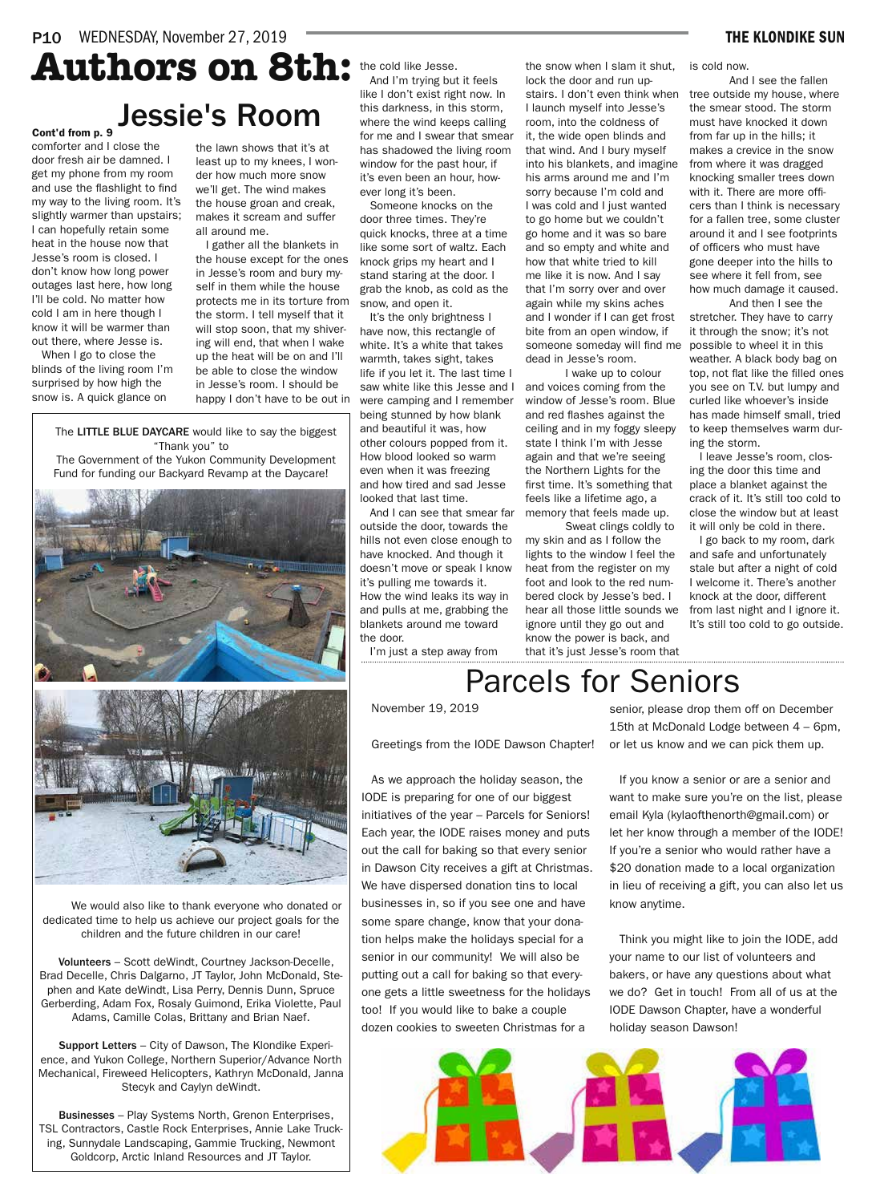# Authors on 8th:

## Jessie's Room

**Cont'd from p. 9**

comforter and I close the door fresh air be damned. I get my phone from my room and use the flashlight to find my way to the living room. It's slightly warmer than upstairs; I can hopefully retain some heat in the house now that Jesse's room is closed. I don't know how long power outages last here, how long I'll be cold. No matter how cold I am in here though I know it will be warmer than out there, where Jesse is.

When I go to close the blinds of the living room I'm surprised by how high the snow is. A quick glance on the lawn shows that it's at least up to my knees, I wonder how much more snow we'll get. The wind makes the house groan and creak, makes it scream and suffer all around me.

I gather all the blankets in the house except for the ones in Jesse's room and bury myself in them while the house protects me in its torture from the storm. I tell myself that it will stop soon, that my shivering will end, that when I wake up the heat will be on and I'll be able to close the window in Jesse's room. I should be happy I don't have to be out in the cold like Jesse.

And I'm trying but it feels like I don't exist right now. In this darkness, in this storm, where the wind keeps calling for me and I swear that smear has shadowed the living room window for the past hour, if it's even been an hour, however long it's been.

Someone knocks on the door three times. They're quick knocks, three at a time like some sort of waltz. Each knock grips my heart and I stand staring at the door. I grab the knob, as cold as the snow, and open it.

It's the only brightness I have now, this rectangle of white. It's a white that takes warmth, takes sight, takes life if you let it. The last time I saw white like this Jesse and I were camping and I remember being stunned by how blank and beautiful it was, how other colours popped from it. How blood looked so warm even when it was freezing and how tired and sad Jesse looked that last time.

And I can see that smear far outside the door, towards the hills not even close enough to have knocked. And though it doesn't move or speak I know it's pulling me towards it. How the wind leaks its way in and pulls at me, grabbing the blankets around me toward the door.

I'm just a step away from the snow when I slam it shut, lock the door and run upstairs. I don't even think when I launch myself into Jesse's room, into the coldness of it, the wide open blinds and that wind. And I bury myself into his blankets, and imagine his arms around me and I'm sorry because I'm cold and I was cold and I just wanted to go home but we couldn't go home and it was so bare and so empty and white and how that white tried to kill me like it is now. And I say that I'm sorry over and over again while my skins aches and I wonder if I can get frost bite from an open window, if someone someday will find me dead in Jesse's room.

I wake up to colour and voices coming from the window of Jesse's room. Blue and red flashes against the ceiling and in my foggy sleepy state I think I'm with Jesse again and that we're seeing the Northern Lights for the first time. It's something that feels like a lifetime ago, a memory that feels made up.

Sweat clings coldly to my skin and as I follow the lights to the window I feel the heat from the register on my foot and look to the red numbered clock by Jesse's bed. I hear all those little sounds we ignore until they go out and know the power is back, and that it's just Jesse's room that is cold now.

And I see the fallen tree outside my house, where the smear stood. The storm must have knocked it down from far up in the hills; it makes a crevice in the snow from where it was dragged knocking smaller trees down with it. There are more officers than I think is necessary for a fallen tree, some cluster around it and I see footprints of officers who must have gone deeper into the hills to see where it fell from, see how much damage it caused.

And then I see the stretcher. They have to carry it through the snow; it's not possible to wheel it in this weather. A black body bag on top, not flat like the filled ones you see on T.V. but lumpy and curled like whoever's inside has made himself small, tried to keep themselves warm during the storm.

I leave Jesse's room, closing the door this time and place a blanket against the crack of it. It's still too cold to close the window but at least it will only be cold in there.

I go back to my room, dark and safe and unfortunately stale but after a night of cold I welcome it. There's another knock at the door, different from last night and I ignore it. It's still too cold to go outside.

---

The **LITTLE BLUE DAYCARE** would like to say the biggest "Thank you" to
The Government of the Yukon Community Development Fund for funding our Backyard Revamp at the Daycare!

We would also like to thank everyone who donated or dedicated time to help us achieve our project goals for the children and the future children in our care!

**Volunteers** – Scott deWindt, Courtney Jackson-Decelle, Brad Decelle, Chris Dalgarno, JT Taylor, John McDonald, Stephen and Kate deWindt, Lisa Perry, Dennis Dunn, Spruce Gerberding, Adam Fox, Rosaly Guimond, Erika Violette, Paul Adams, Camille Colas, Brittany and Brian Naef.

**Support Letters** – City of Dawson, The Klondike Experience, and Yukon College, Northern Superior/Advance North Mechanical, Fireweed Helicopters, Kathryn McDonald, Janna Stecyk and Caylyn deWindt.

**Businesses** – Play Systems North, Grenon Enterprises, TSL Contractors, Castle Rock Enterprises, Annie Lake Trucking, Sunnydale Landscaping, Gammie Trucking, Newmont Goldcorp, Arctic Inland Resources and JT Taylor.

---

# Parcels for Seniors

November 19, 2019

Greetings from the IODE Dawson Chapter!

As we approach the holiday season, the IODE is preparing for one of our biggest initiatives of the year – Parcels for Seniors! Each year, the IODE raises money and puts out the call for baking so that every senior in Dawson City receives a gift at Christmas. We have dispersed donation tins to local businesses in, so if you see one and have some spare change, know that your donation helps make the holidays special for a senior in our community! We will also be putting out a call for baking so that everyone gets a little sweetness for the holidays too! If you would like to bake a couple dozen cookies to sweeten Christmas for a senior, please drop them off on December 15th at McDonald Lodge between 4 – 6pm, or let us know and we can pick them up.

If you know a senior or are a senior and want to make sure you're on the list, please email Kyla (kylaofthenorth@gmail.com) or let her know through a member of the IODE! If you're a senior who would rather have a $20 donation made to a local organization in lieu of receiving a gift, you can also let us know anytime.

Think you might like to join the IODE, add your name to our list of volunteers and bakers, or have any questions about what we do? Get in touch! From all of us at the IODE Dawson Chapter, have a wonderful holiday season Dawson!